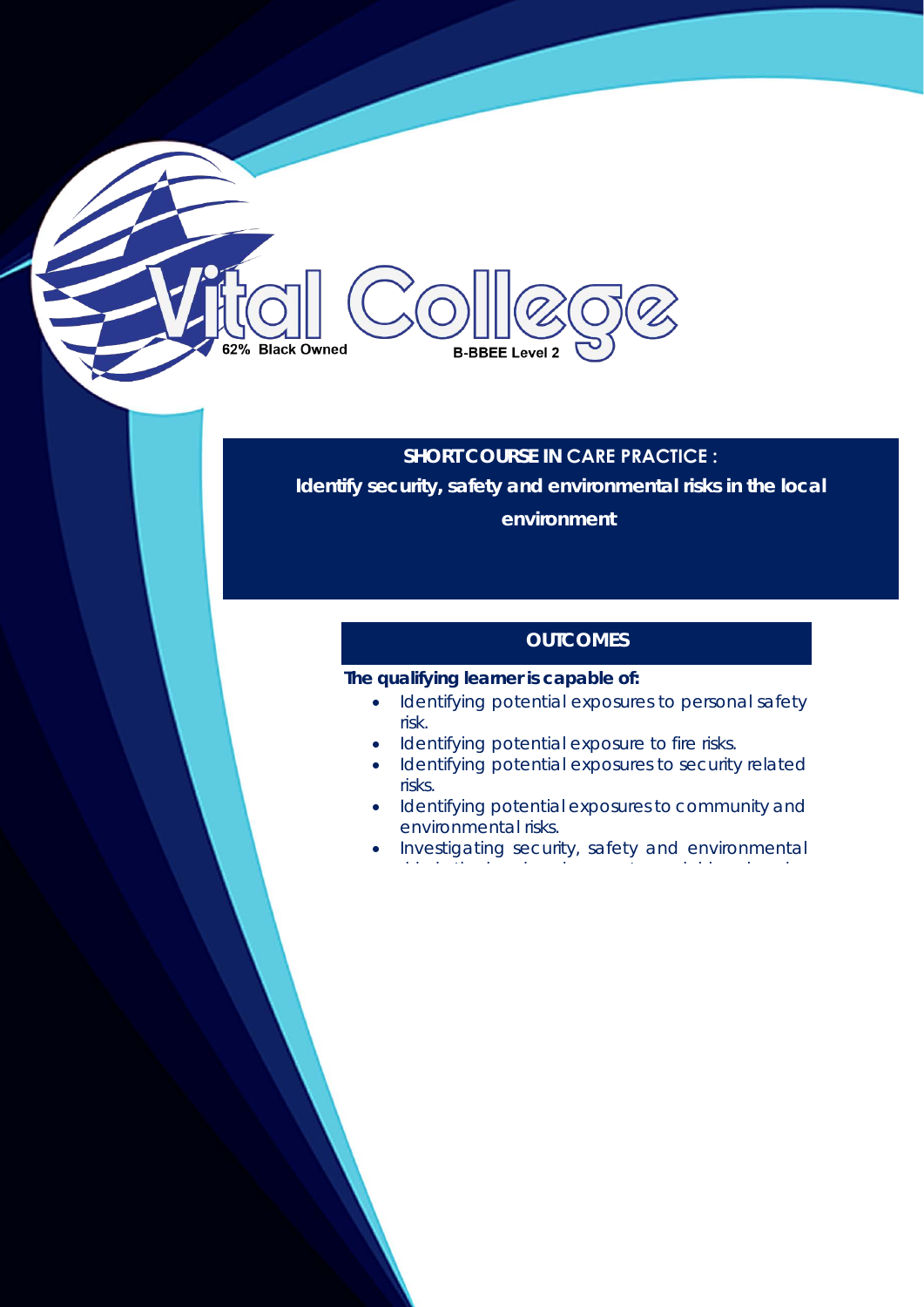Vital College

62% Black Owned

B-BBEE Level 2

## SHORT COURSE IN CARE PRACTICE :

## Identify security, safety and environmental risks in the local environment

### OUTCOMES

**The qualifying learner is capable of:**

- Identifying potential exposures to personal safety risk.
- Identifying potential exposure to fire risks.
- Identifying potential exposures to security related risks.
- Identifying potential exposures to community and environmental risks.
- Investigating security, safety and environmental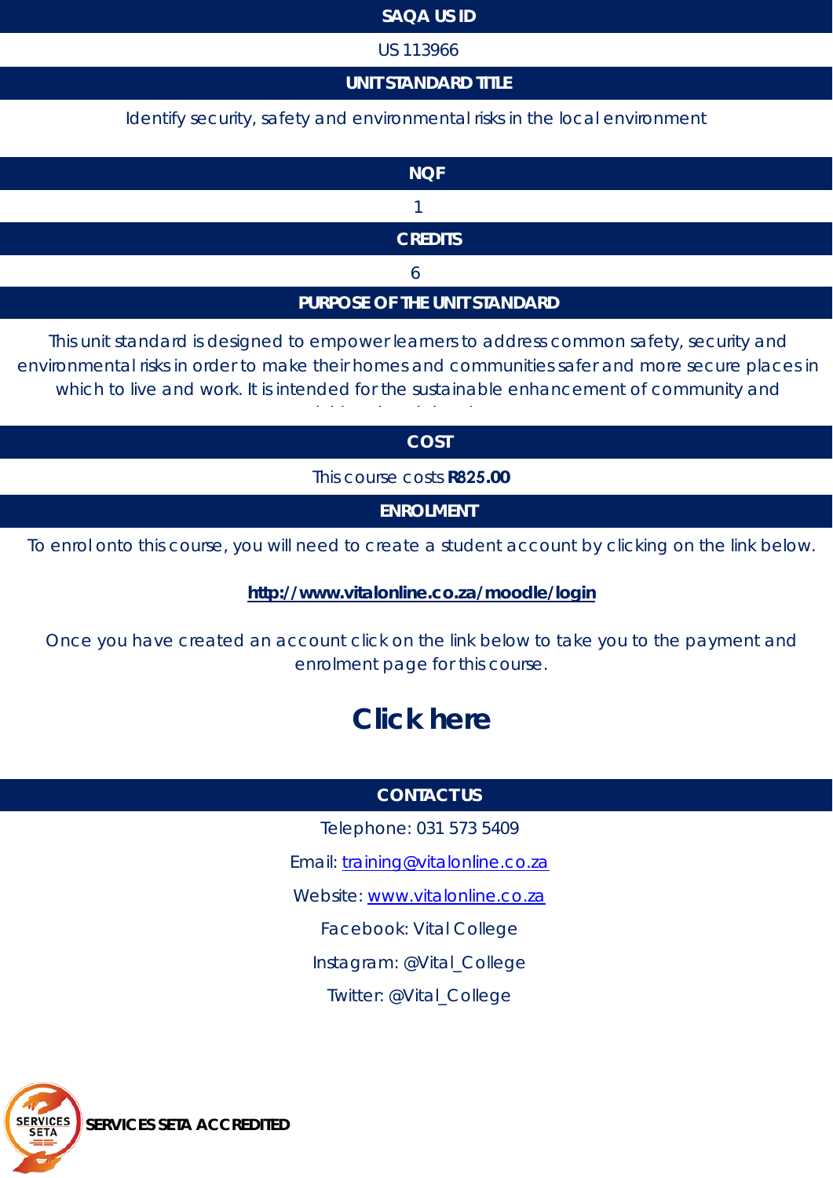## SAQA US ID

US 113966

## UNIT STANDARD TITLE

Identify security, safety and environmental risks in the local environment

## NQF

1

## CREDITS

6

## PURPOSE OF THE UNIT STANDARD

This unit standard is designed to empower learners to address common safety, security and environmental risks in order to make their homes and communities safer and more secure places in which to live and work. It is intended for the sustainable enhancement of community and

## COST

This course costs **R825.00**

## ENROLMENT

To enrol onto this course, you will need to create a student account by clicking on the link below.

**http://www.vitalonline.co.za/moodle/login**

Once you have created an account click on the link below to take you to the payment and enrolment page for this course.

## Click here

## CONTACT US

Telephone: 031 573 5409

Email: training@vitalonline.co.za

Website: www.vitalonline.co.za

Facebook: Vital College

Instagram: @Vital_College

Twitter: @Vital_College

SERVICES SETA

**SERVICES SETA ACCREDITED**